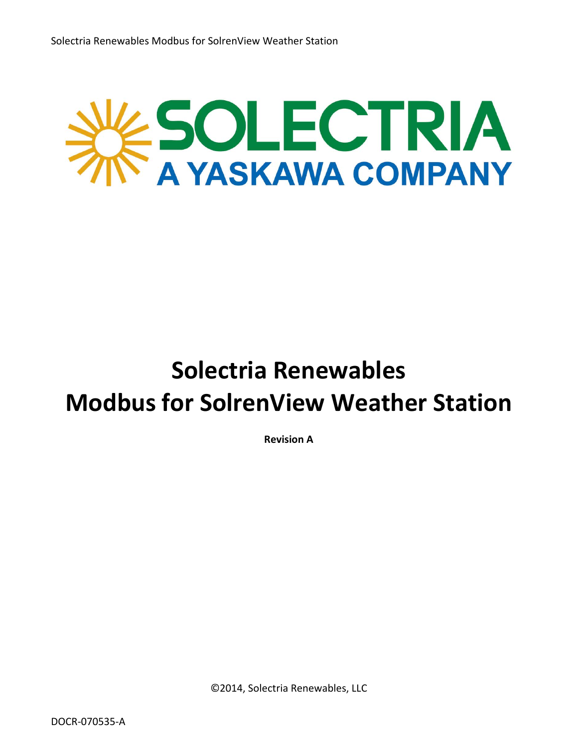SOLECTRIA

A YASKAWA COMPANY

# Solectria Renewables
# Modbus for SolrenView Weather Station

**Revision A**

©2014, Solectria Renewables, LLC

DOCR-070535-A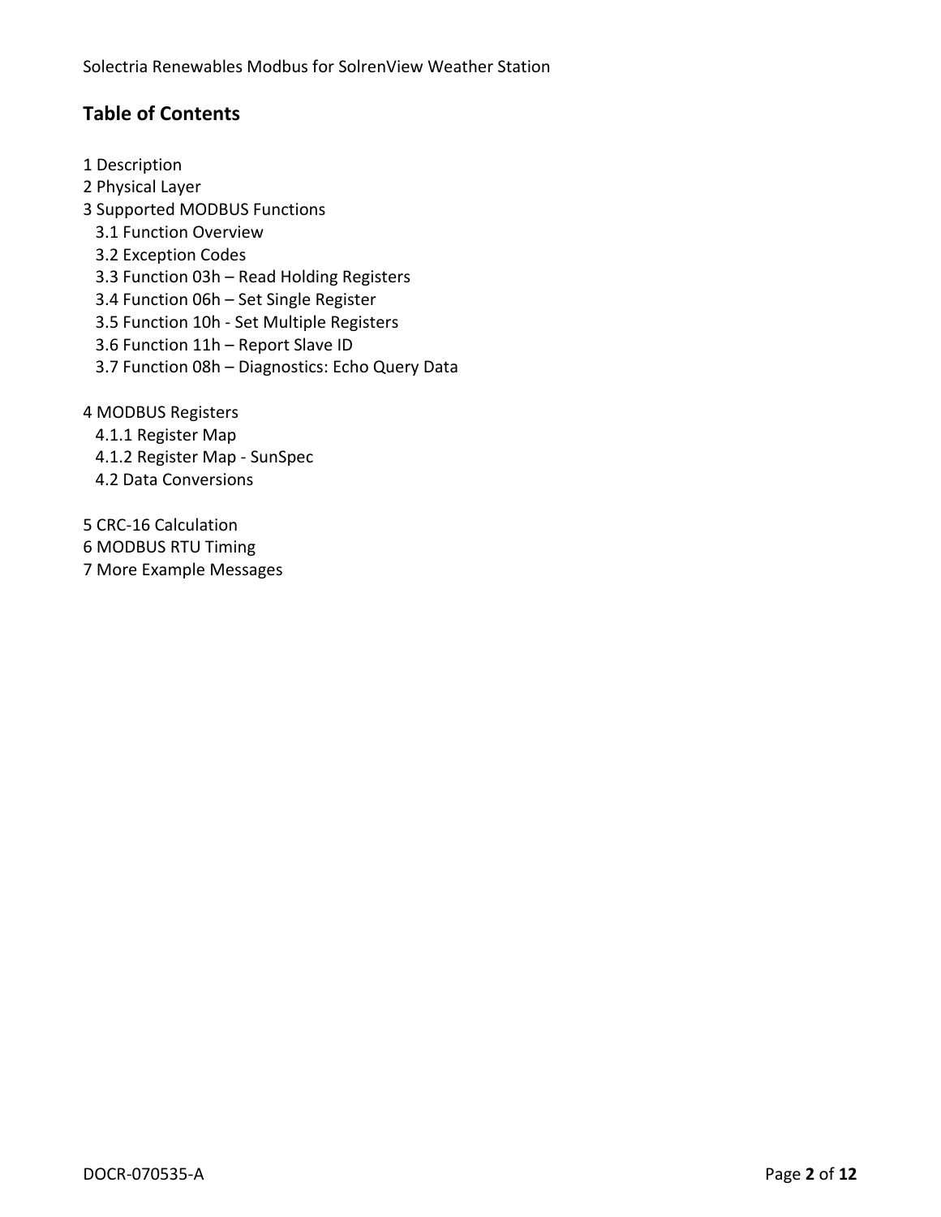## Table of Contents

1 Description
2 Physical Layer
3 Supported MODBUS Functions
  3.1 Function Overview
  3.2 Exception Codes
  3.3 Function 03h – Read Holding Registers
  3.4 Function 06h – Set Single Register
  3.5 Function 10h - Set Multiple Registers
  3.6 Function 11h – Report Slave ID
  3.7 Function 08h – Diagnostics: Echo Query Data

4 MODBUS Registers
  4.1.1 Register Map
  4.1.2 Register Map - SunSpec
  4.2 Data Conversions

5 CRC-16 Calculation
6 MODBUS RTU Timing
7 More Example Messages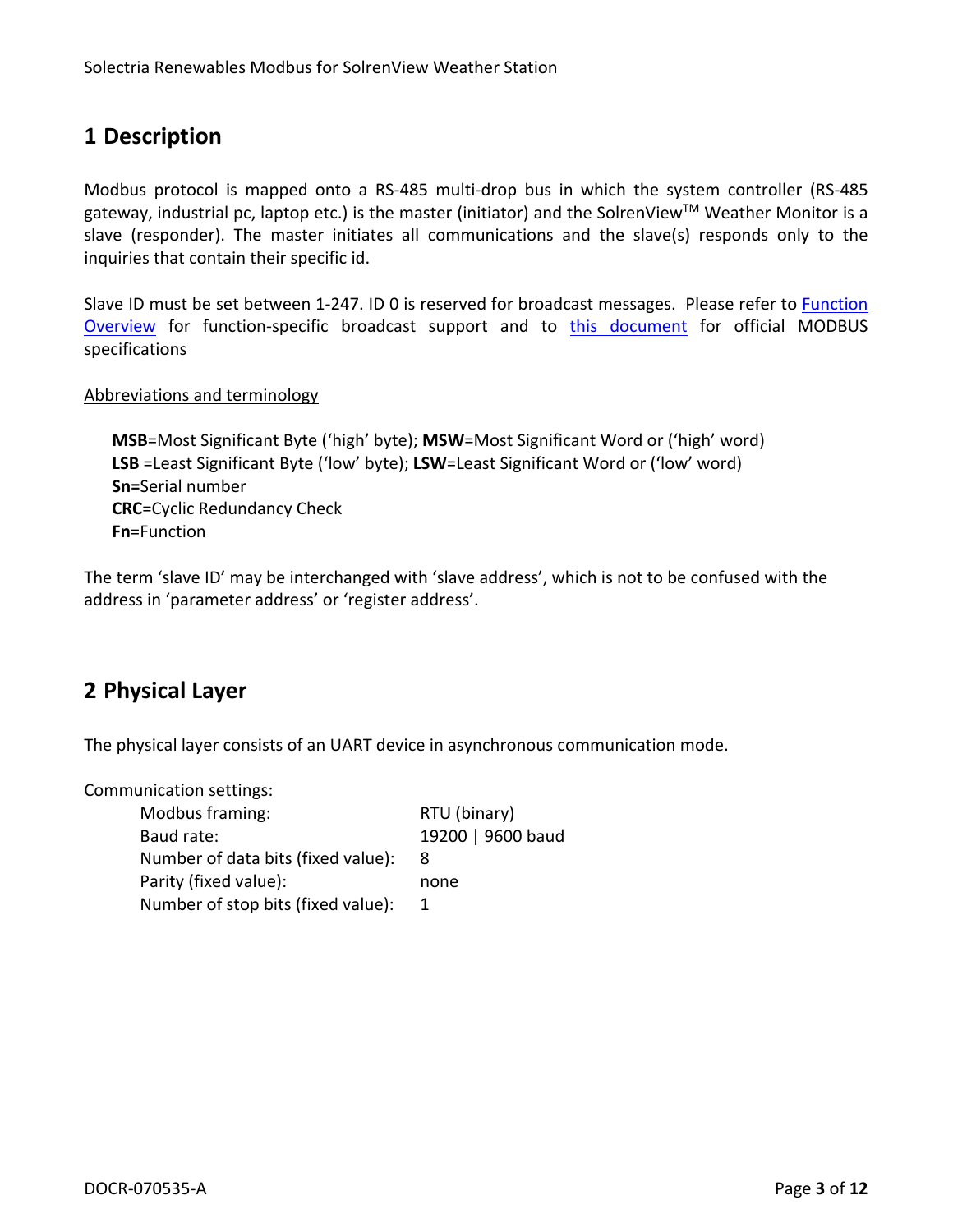## 1 Description

Modbus protocol is mapped onto a RS-485 multi-drop bus in which the system controller (RS-485 gateway, industrial pc, laptop etc.) is the master (initiator) and the SolrenView™ Weather Monitor is a slave (responder). The master initiates all communications and the slave(s) responds only to the inquiries that contain their specific id.

Slave ID must be set between 1-247. ID 0 is reserved for broadcast messages. Please refer to Function Overview for function-specific broadcast support and to this document for official MODBUS specifications

Abbreviations and terminology

**MSB**=Most Significant Byte ('high' byte); **MSW**=Most Significant Word or ('high' word)
**LSB** =Least Significant Byte ('low' byte); **LSW**=Least Significant Word or ('low' word)
**Sn=**Serial number
**CRC**=Cyclic Redundancy Check
**Fn**=Function

The term 'slave ID' may be interchanged with 'slave address', which is not to be confused with the address in 'parameter address' or 'register address'.

## 2 Physical Layer

The physical layer consists of an UART device in asynchronous communication mode.

Communication settings:

| | |
|---|---|
| Modbus framing: | RTU (binary) |
| Baud rate: | 19200 \| 9600 baud |
| Number of data bits (fixed value): | 8 |
| Parity (fixed value): | none |
| Number of stop bits (fixed value): | 1 |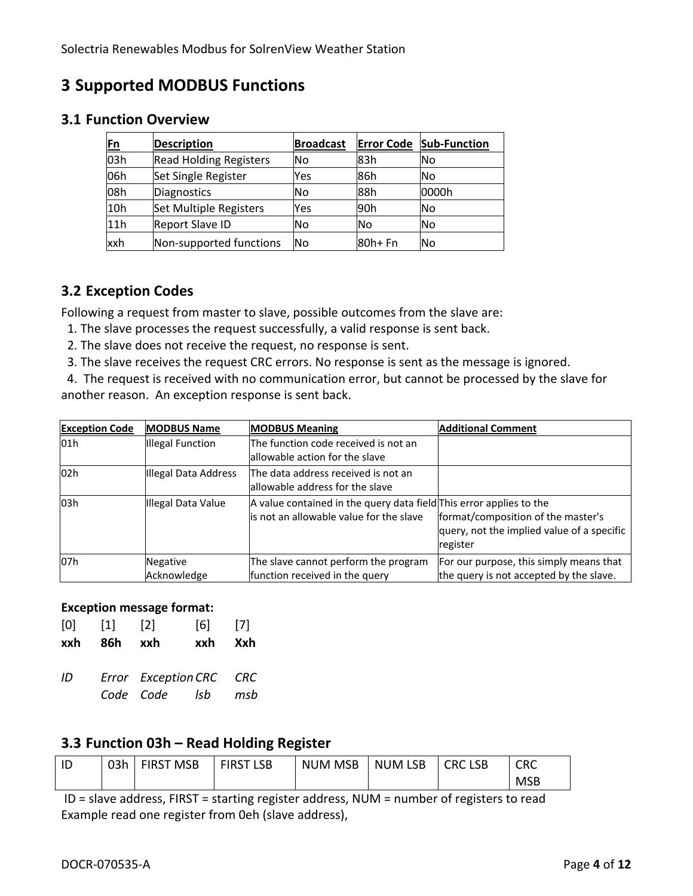# 3 Supported MODBUS Functions

## 3.1 Function Overview

| Fn | Description | Broadcast | Error Code | Sub-Function |
|---|---|---|---|---|
| 03h | Read Holding Registers | No | 83h | No |
| 06h | Set Single Register | Yes | 86h | No |
| 08h | Diagnostics | No | 88h | 0000h |
| 10h | Set Multiple Registers | Yes | 90h | No |
| 11h | Report Slave ID | No | No | No |
| xxh | Non-supported functions | No | 80h+ Fn | No |

## 3.2 Exception Codes

Following a request from master to slave, possible outcomes from the slave are:

1. The slave processes the request successfully, a valid response is sent back.
2. The slave does not receive the request, no response is sent.
3. The slave receives the request CRC errors. No response is sent as the message is ignored.
4. The request is received with no communication error, but cannot be processed by the slave for another reason. An exception response is sent back.

| Exception Code | MODBUS Name | MODBUS Meaning | Additional Comment |
|---|---|---|---|
| 01h | Illegal Function | The function code received is not an allowable action for the slave | |
| 02h | Illegal Data Address | The data address received is not an allowable address for the slave | |
| 03h | Illegal Data Value | A value contained in the query data field is not an allowable value for the slave | This error applies to the format/composition of the master's query, not the implied value of a specific register |
| 07h | Negative Acknowledge | The slave cannot perform the program function received in the query | For our purpose, this simply means that the query is not accepted by the slave. |

**Exception message format:**

| [0] | [1] | [2] | [6] | [7] |
|---|---|---|---|---|
| **xxh** | **86h** | **xxh** | **xxh** | **Xxh** |
| *ID* | *Error Code* | *Exception Code* | *CRC lsb* | *CRC msb* |

## 3.3 Function 03h – Read Holding Register

| ID | 03h | FIRST MSB | FIRST LSB | NUM MSB | NUM LSB | CRC LSB | CRC MSB |
|---|---|---|---|---|---|---|---|

ID = slave address, FIRST = starting register address, NUM = number of registers to read

Example read one register from 0eh (slave address),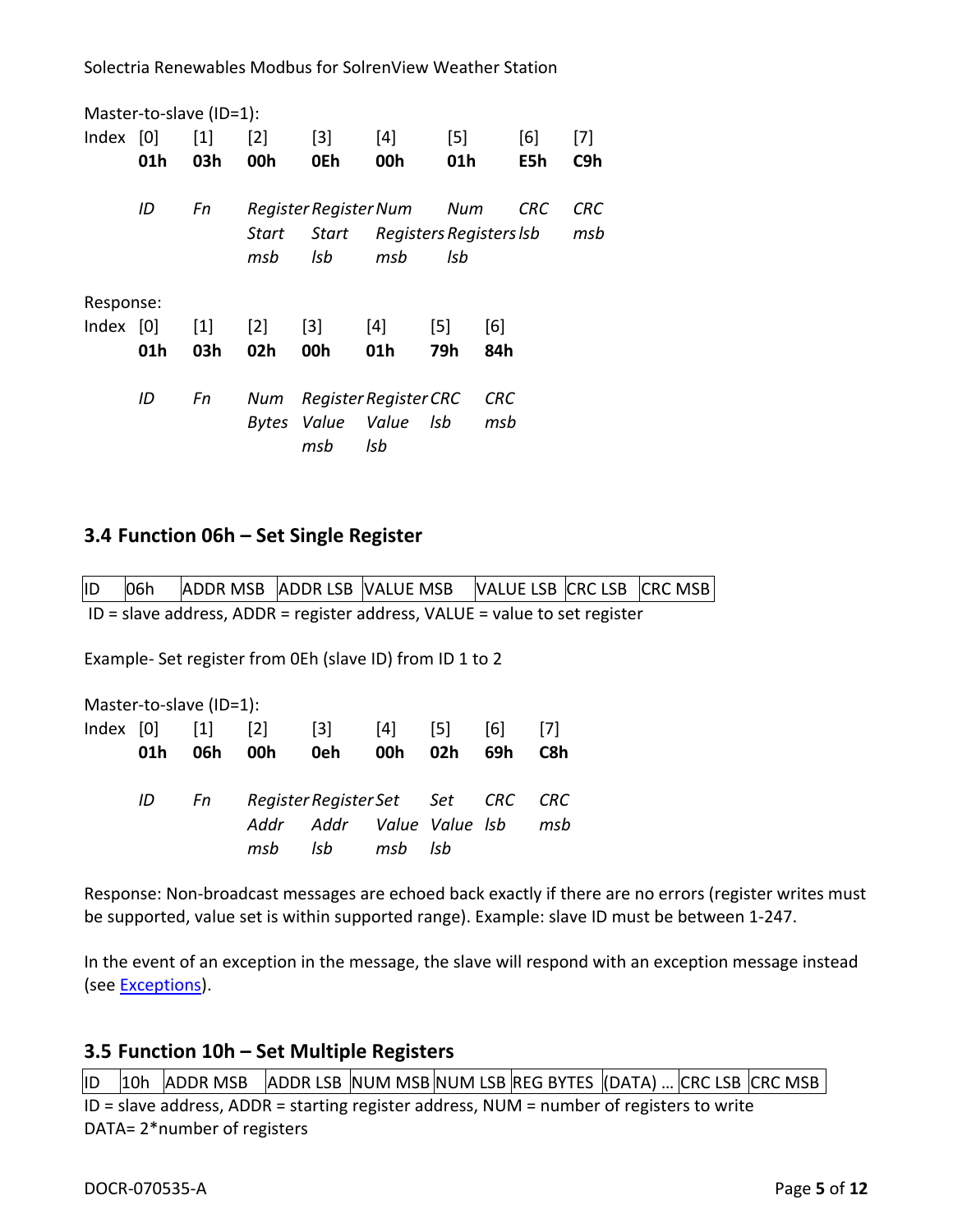Master-to-slave (ID=1):

| Index | [0] | [1] | [2] | [3] | [4] | [5] | [6] | [7] |
|---|---|---|---|---|---|---|---|---|
| | **01h** | **03h** | **00h** | **0Eh** | **00h** | **01h** | **E5h** | **C9h** |
| | *ID* | *Fn* | *Register Start msb* | *Register Start lsb* | *Num Registers msb* | *Num Registers lsb* | *CRC lsb* | *CRC msb* |

Response:

| Index | [0] | [1] | [2] | [3] | [4] | [5] | [6] |
|---|---|---|---|---|---|---|---|
| | **01h** | **03h** | **02h** | **00h** | **01h** | **79h** | **84h** |
| | *ID* | *Fn* | *Num Bytes* | *Register Value msb* | *Register Value lsb* | *CRC lsb* | *CRC msb* |

## 3.4 Function 06h – Set Single Register

| ID | 06h | ADDR MSB | ADDR LSB | VALUE MSB | VALUE LSB | CRC LSB | CRC MSB |
|---|---|---|---|---|---|---|---|

ID = slave address, ADDR = register address, VALUE = value to set register

Example- Set register from 0Eh (slave ID) from ID 1 to 2

Master-to-slave (ID=1):

| Index | [0] | [1] | [2] | [3] | [4] | [5] | [6] | [7] |
|---|---|---|---|---|---|---|---|---|
| | **01h** | **06h** | **00h** | **0eh** | **00h** | **02h** | **69h** | **C8h** |
| | *ID* | *Fn* | *Register Addr msb* | *Register Addr lsb* | *Set Value msb* | *Set Value lsb* | *CRC lsb* | *CRC msb* |

Response: Non-broadcast messages are echoed back exactly if there are no errors (register writes must be supported, value set is within supported range). Example: slave ID must be between 1-247.

In the event of an exception in the message, the slave will respond with an exception message instead (see Exceptions).

## 3.5 Function 10h – Set Multiple Registers

| ID | 10h | ADDR MSB | ADDR LSB | NUM MSB | NUM LSB | REG BYTES | (DATA) … | CRC LSB | CRC MSB |
|---|---|---|---|---|---|---|---|---|---|

ID = slave address, ADDR = starting register address, NUM = number of registers to write
DATA= 2*number of registers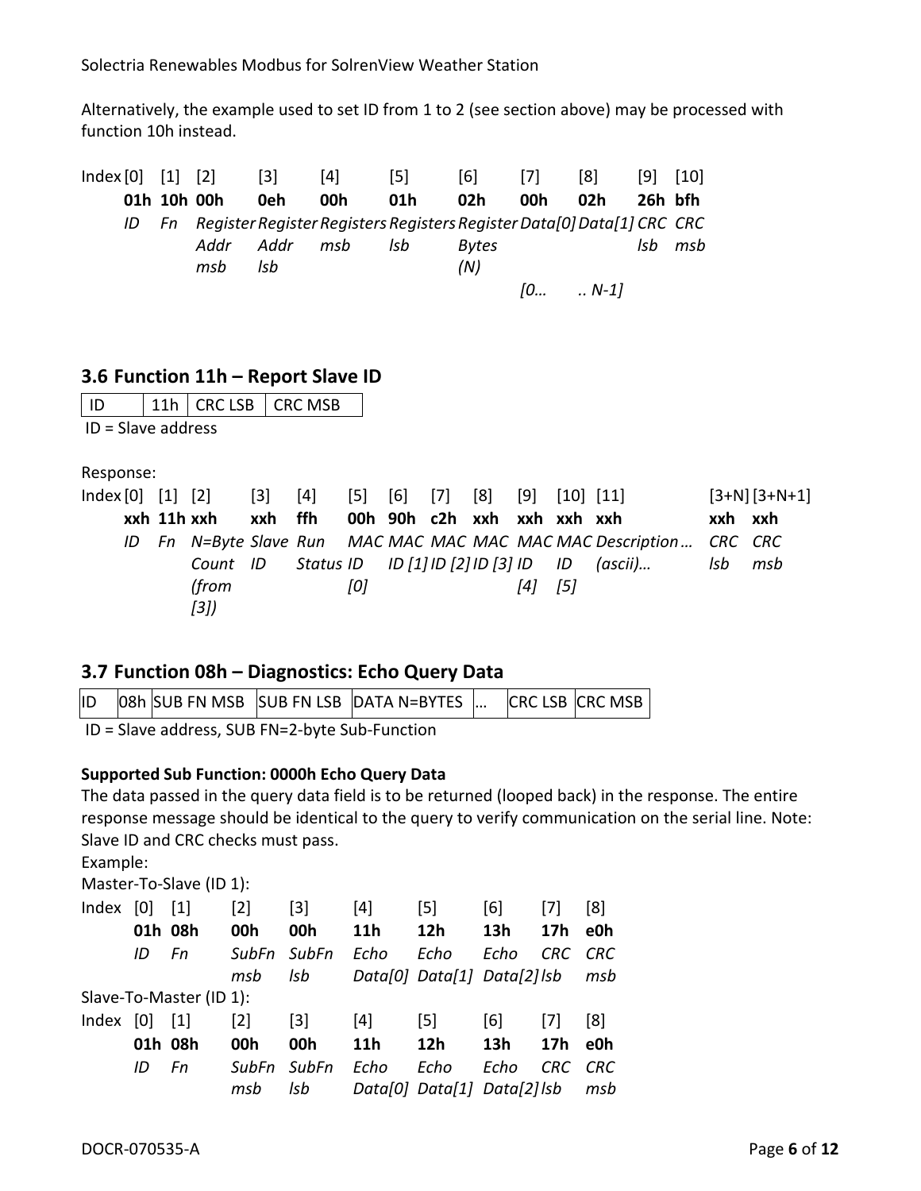Alternatively, the example used to set ID from 1 to 2 (see section above) may be processed with function 10h instead.

| Index | [0] | [1] | [2] | [3] | [4] | [5] | [6] | [7] | [8] | [9] | [10] |
|---|---|---|---|---|---|---|---|---|---|---|---|
| | **01h** | **10h** | **00h** | **0eh** | **00h** | **01h** | **02h** | **00h** | **02h** | **26h** | **bfh** |
| | *ID* | *Fn* | *Register Addr msb* | *Register Addr lsb* | *Registers msb* | *Registers lsb* | *Register Bytes (N)* | *Data[0]* *[0…* | *Data[1]* *.. N-1]* | *CRC lsb* | *CRC msb* |

## 3.6 Function 11h – Report Slave ID

| ID | 11h | CRC LSB | CRC MSB |
|---|---|---|---|

ID = Slave address

Response:

| Index | [0] | [1] | [2] | [3] | [4] | [5] | [6] | [7] | [8] | [9] | [10] | [11] | | [3+N] | [3+N+1] |
|---|---|---|---|---|---|---|---|---|---|---|---|---|---|---|---|
| | **xxh** | **11h** | **xxh** | **xxh** | **ffh** | **00h** | **90h** | **c2h** | **xxh** | **xxh** | **xxh** | **xxh** | | **xxh** | **xxh** |
| | *ID* | *Fn* | *N=Byte Count (from [3])* | *Slave ID* | *Run Status* | *MAC ID [0]* | *MAC ID [1]* | *MAC ID [2]* | *MAC ID [3]* | *MAC ID [4]* | *MAC ID [5]* | *Description (ascii)…* | *…* | *CRC lsb* | *CRC msb* |

## 3.7 Function 08h – Diagnostics: Echo Query Data

| ID | 08h | SUB FN MSB | SUB FN LSB | DATA N=BYTES | … | CRC LSB | CRC MSB |
|---|---|---|---|---|---|---|---|

ID = Slave address, SUB FN=2-byte Sub-Function

**Supported Sub Function: 0000h Echo Query Data**

The data passed in the query data field is to be returned (looped back) in the response. The entire response message should be identical to the query to verify communication on the serial line. Note: Slave ID and CRC checks must pass.

Example:

Master-To-Slave (ID 1):

| Index | [0] | [1] | [2] | [3] | [4] | [5] | [6] | [7] | [8] |
|---|---|---|---|---|---|---|---|---|---|
| | **01h** | **08h** | **00h** | **00h** | **11h** | **12h** | **13h** | **17h** | **e0h** |
| | *ID* | *Fn* | *SubFn msb* | *SubFn lsb* | *Echo Data[0]* | *Echo Data[1]* | *Echo Data[2]* | *CRC lsb* | *CRC msb* |

Slave-To-Master (ID 1):

| Index | [0] | [1] | [2] | [3] | [4] | [5] | [6] | [7] | [8] |
|---|---|---|---|---|---|---|---|---|---|
| | **01h** | **08h** | **00h** | **00h** | **11h** | **12h** | **13h** | **17h** | **e0h** |
| | *ID* | *Fn* | *SubFn msb* | *SubFn lsb* | *Echo Data[0]* | *Echo Data[1]* | *Echo Data[2]* | *CRC lsb* | *CRC msb* |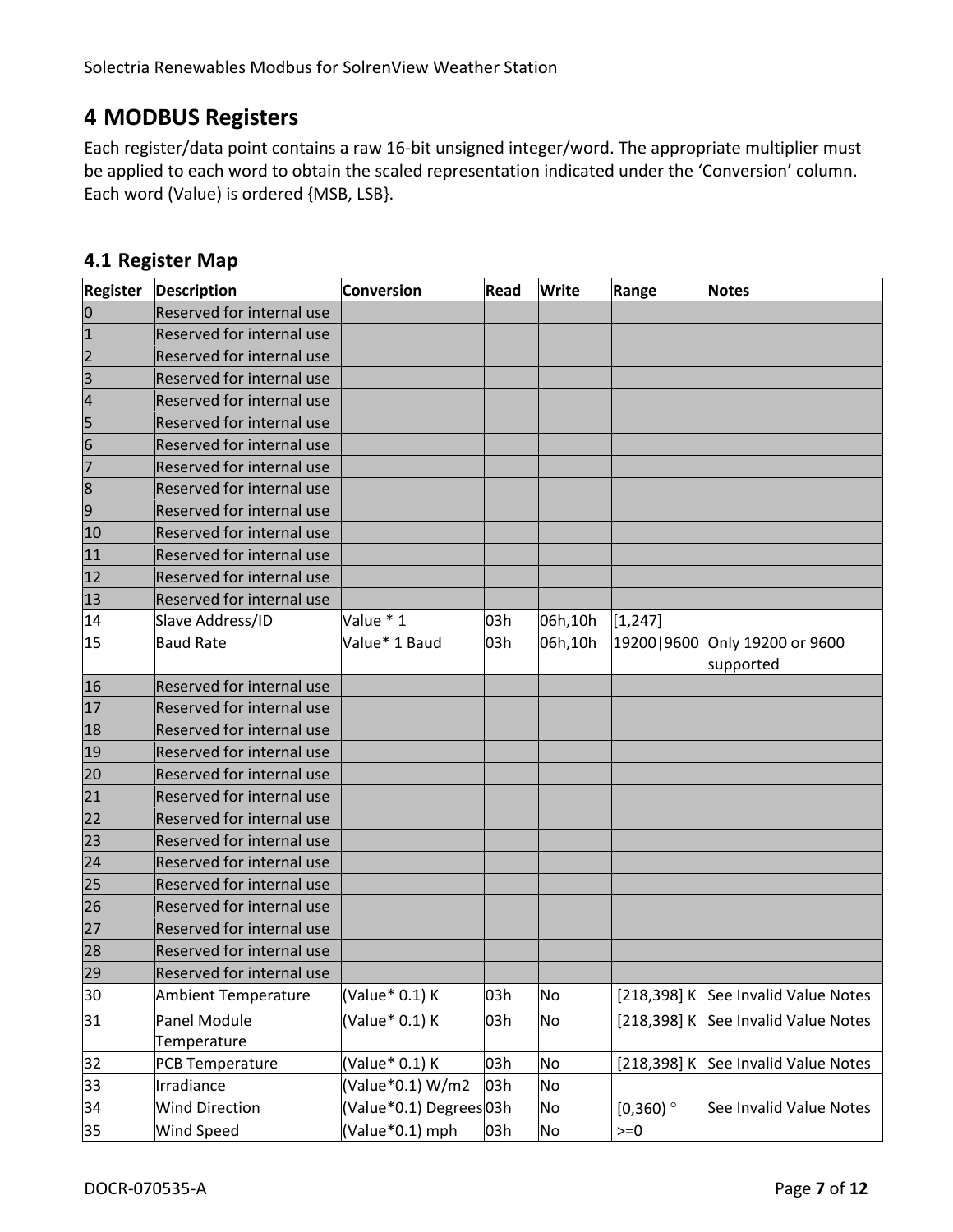# 4 MODBUS Registers

Each register/data point contains a raw 16-bit unsigned integer/word. The appropriate multiplier must be applied to each word to obtain the scaled representation indicated under the 'Conversion' column. Each word (Value) is ordered {MSB, LSB}.

## 4.1 Register Map

| Register | Description | Conversion | Read | Write | Range | Notes |
|---|---|---|---|---|---|---|
| 0 | Reserved for internal use | | | | | |
| 1 | Reserved for internal use | | | | | |
| 2 | Reserved for internal use | | | | | |
| 3 | Reserved for internal use | | | | | |
| 4 | Reserved for internal use | | | | | |
| 5 | Reserved for internal use | | | | | |
| 6 | Reserved for internal use | | | | | |
| 7 | Reserved for internal use | | | | | |
| 8 | Reserved for internal use | | | | | |
| 9 | Reserved for internal use | | | | | |
| 10 | Reserved for internal use | | | | | |
| 11 | Reserved for internal use | | | | | |
| 12 | Reserved for internal use | | | | | |
| 13 | Reserved for internal use | | | | | |
| 14 | Slave Address/ID | Value * 1 | 03h | 06h,10h | [1,247] | |
| 15 | Baud Rate | Value* 1 Baud | 03h | 06h,10h | 19200\|9600 | Only 19200 or 9600 supported |
| 16 | Reserved for internal use | | | | | |
| 17 | Reserved for internal use | | | | | |
| 18 | Reserved for internal use | | | | | |
| 19 | Reserved for internal use | | | | | |
| 20 | Reserved for internal use | | | | | |
| 21 | Reserved for internal use | | | | | |
| 22 | Reserved for internal use | | | | | |
| 23 | Reserved for internal use | | | | | |
| 24 | Reserved for internal use | | | | | |
| 25 | Reserved for internal use | | | | | |
| 26 | Reserved for internal use | | | | | |
| 27 | Reserved for internal use | | | | | |
| 28 | Reserved for internal use | | | | | |
| 29 | Reserved for internal use | | | | | |
| 30 | Ambient Temperature | (Value* 0.1) K | 03h | No | [218,398] K | See Invalid Value Notes |
| 31 | Panel Module Temperature | (Value* 0.1) K | 03h | No | [218,398] K | See Invalid Value Notes |
| 32 | PCB Temperature | (Value* 0.1) K | 03h | No | [218,398] K | See Invalid Value Notes |
| 33 | Irradiance | (Value*0.1) W/m2 | 03h | No | | |
| 34 | Wind Direction | (Value*0.1) Degrees | 03h | No | [0,360) ° | See Invalid Value Notes |
| 35 | Wind Speed | (Value*0.1) mph | 03h | No | >=0 | |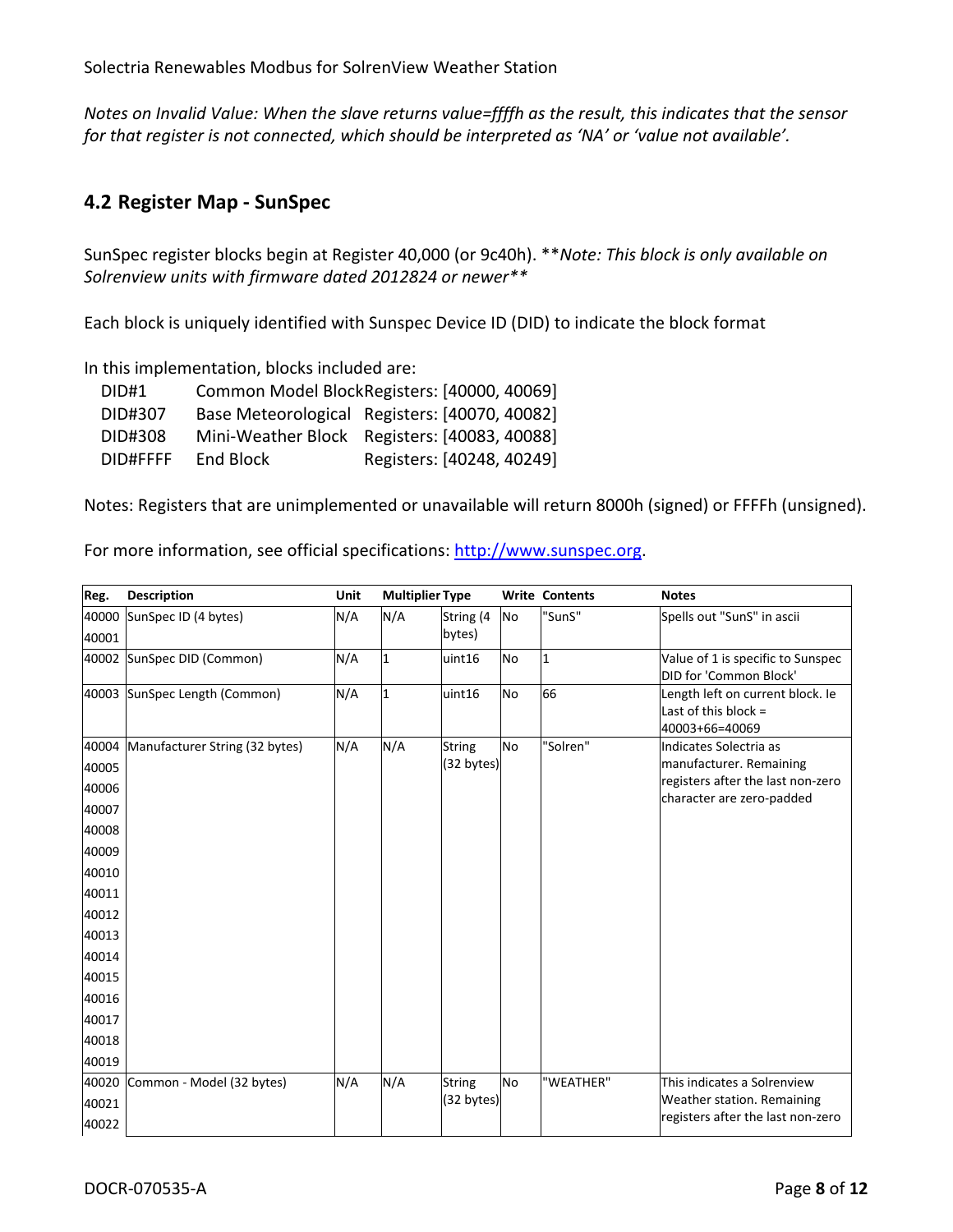*Notes on Invalid Value: When the slave returns value=ffffh as the result, this indicates that the sensor for that register is not connected, which should be interpreted as 'NA' or 'value not available'.*

## 4.2 Register Map - SunSpec

SunSpec register blocks begin at Register 40,000 (or 9c40h). \*\**Note: This block is only available on Solrenview units with firmware dated 2012824 or newer\*\**

Each block is uniquely identified with Sunspec Device ID (DID) to indicate the block format

In this implementation, blocks included are:

| | | |
|---|---|---|
| DID#1 | Common Model Block | Registers: [40000, 40069] |
| DID#307 | Base Meteorological | Registers: [40070, 40082] |
| DID#308 | Mini-Weather Block | Registers: [40083, 40088] |
| DID#FFFF | End Block | Registers: [40248, 40249] |

Notes: Registers that are unimplemented or unavailable will return 8000h (signed) or FFFFh (unsigned).

For more information, see official specifications: http://www.sunspec.org.

| Reg. | Description | Unit | Multiplier | Type | Write | Contents | Notes |
|---|---|---|---|---|---|---|---|
| 40000<br>40001 | SunSpec ID (4 bytes) | N/A | N/A | String (4 bytes) | No | "SunS" | Spells out "SunS" in ascii |
| 40002 | SunSpec DID (Common) | N/A | 1 | uint16 | No | 1 | Value of 1 is specific to Sunspec DID for 'Common Block' |
| 40003 | SunSpec Length (Common) | N/A | 1 | uint16 | No | 66 | Length left on current block. Ie Last of this block = 40003+66=40069 |
| 40004<br>40005<br>40006<br>40007<br>40008<br>40009<br>40010<br>40011<br>40012<br>40013<br>40014<br>40015<br>40016<br>40017<br>40018<br>40019 | Manufacturer String (32 bytes) | N/A | N/A | String (32 bytes) | No | "Solren" | Indicates Solectria as manufacturer. Remaining registers after the last non-zero character are zero-padded |
| 40020<br>40021<br>40022 | Common - Model (32 bytes) | N/A | N/A | String (32 bytes) | No | "WEATHER" | This indicates a Solrenview Weather station. Remaining registers after the last non-zero |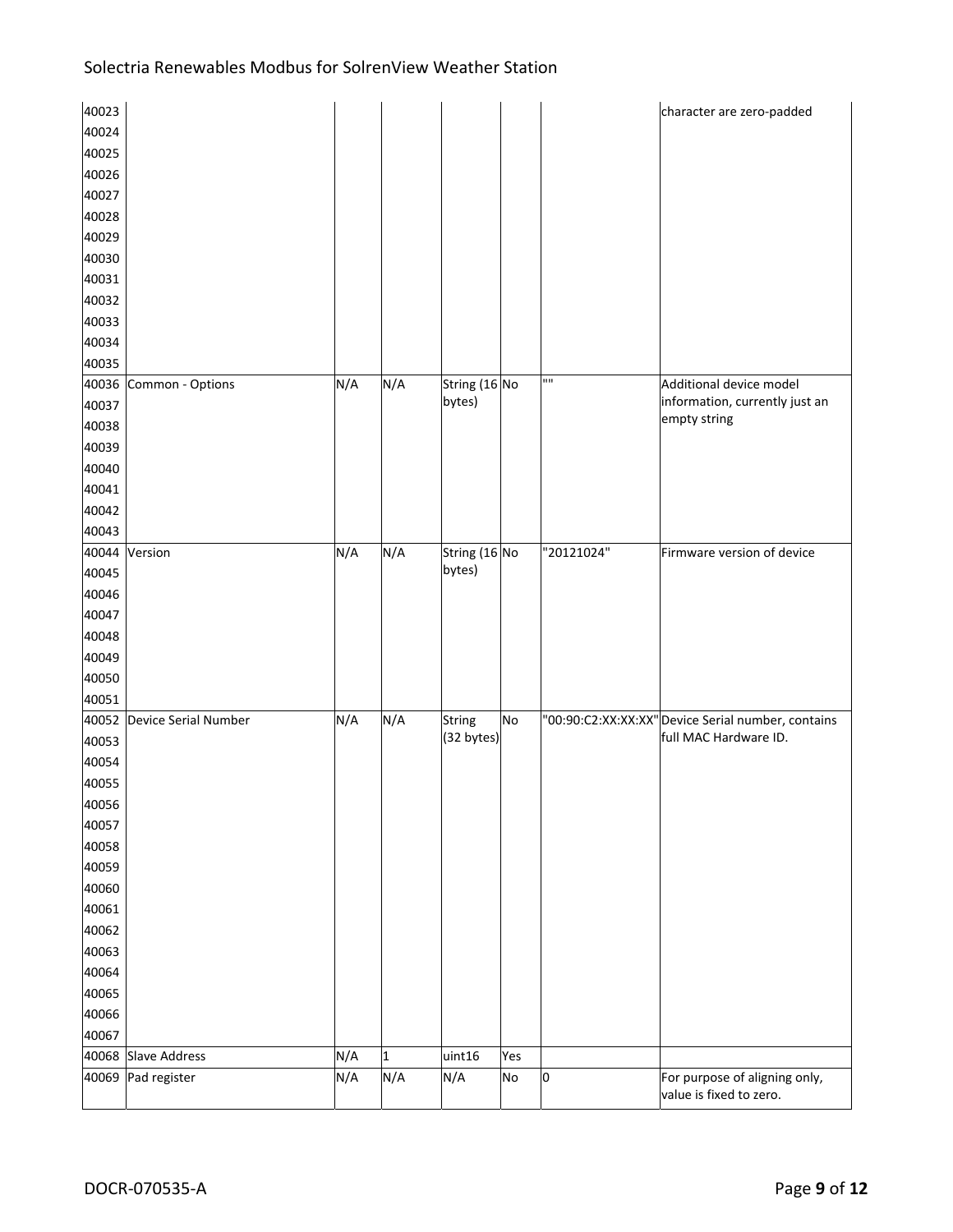| 40023 | | | | | | | character are zero-padded |
|---|---|---|---|---|---|---|---|
| 40024 | | | | | | | |
| 40025 | | | | | | | |
| 40026 | | | | | | | |
| 40027 | | | | | | | |
| 40028 | | | | | | | |
| 40029 | | | | | | | |
| 40030 | | | | | | | |
| 40031 | | | | | | | |
| 40032 | | | | | | | |
| 40033 | | | | | | | |
| 40034 | | | | | | | |
| 40035 | | | | | | | |
| 40036 | Common - Options | N/A | N/A | String (16 bytes) | No | "" | Additional device model information, currently just an empty string |
| 40037 | | | | | | | |
| 40038 | | | | | | | |
| 40039 | | | | | | | |
| 40040 | | | | | | | |
| 40041 | | | | | | | |
| 40042 | | | | | | | |
| 40043 | | | | | | | |
| 40044 | Version | N/A | N/A | String (16 bytes) | No | "20121024" | Firmware version of device |
| 40045 | | | | | | | |
| 40046 | | | | | | | |
| 40047 | | | | | | | |
| 40048 | | | | | | | |
| 40049 | | | | | | | |
| 40050 | | | | | | | |
| 40051 | | | | | | | |
| 40052 | Device Serial Number | N/A | N/A | String (32 bytes) | No | "00:90:C2:XX:XX:XX" | Device Serial number, contains full MAC Hardware ID. |
| 40053 | | | | | | | |
| 40054 | | | | | | | |
| 40055 | | | | | | | |
| 40056 | | | | | | | |
| 40057 | | | | | | | |
| 40058 | | | | | | | |
| 40059 | | | | | | | |
| 40060 | | | | | | | |
| 40061 | | | | | | | |
| 40062 | | | | | | | |
| 40063 | | | | | | | |
| 40064 | | | | | | | |
| 40065 | | | | | | | |
| 40066 | | | | | | | |
| 40067 | | | | | | | |
| 40068 | Slave Address | N/A | 1 | uint16 | Yes | | |
| 40069 | Pad register | N/A | N/A | N/A | No | 0 | For purpose of aligning only, value is fixed to zero. |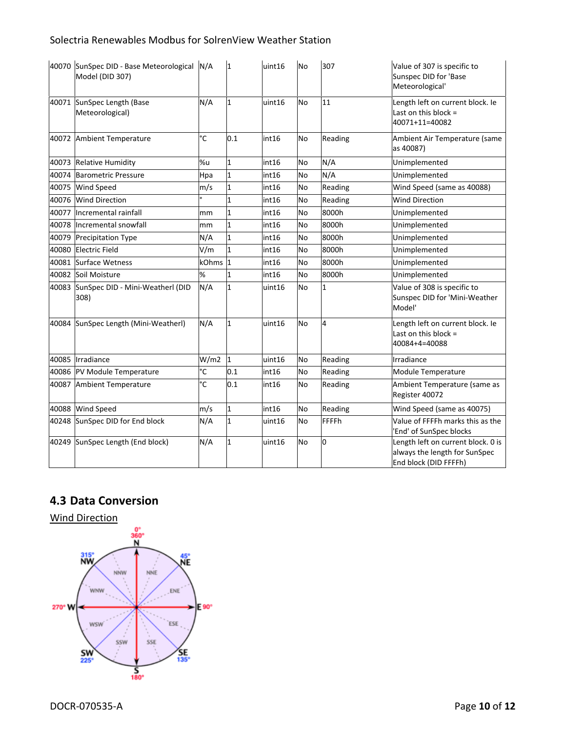| | | | | | | | |
|---|---|---|---|---|---|---|---|
| 40070 | SunSpec DID - Base Meteorological Model (DID 307) | N/A | 1 | uint16 | No | 307 | Value of 307 is specific to Sunspec DID for 'Base Meteorological' |
| 40071 | SunSpec Length (Base Meteorological) | N/A | 1 | uint16 | No | 11 | Length left on current block. Ie Last on this block = 40071+11=40082 |
| 40072 | Ambient Temperature | °C | 0.1 | int16 | No | Reading | Ambient Air Temperature (same as 40087) |
| 40073 | Relative Humidity | %u | 1 | int16 | No | N/A | Unimplemented |
| 40074 | Barometric Pressure | Hpa | 1 | int16 | No | N/A | Unimplemented |
| 40075 | Wind Speed | m/s | 1 | int16 | No | Reading | Wind Speed (same as 40088) |
| 40076 | Wind Direction | ° | 1 | int16 | No | Reading | Wind Direction |
| 40077 | Incremental rainfall | mm | 1 | int16 | No | 8000h | Unimplemented |
| 40078 | Incremental snowfall | mm | 1 | int16 | No | 8000h | Unimplemented |
| 40079 | Precipitation Type | N/A | 1 | int16 | No | 8000h | Unimplemented |
| 40080 | Electric Field | V/m | 1 | int16 | No | 8000h | Unimplemented |
| 40081 | Surface Wetness | kOhms | 1 | int16 | No | 8000h | Unimplemented |
| 40082 | Soil Moisture | % | 1 | int16 | No | 8000h | Unimplemented |
| 40083 | SunSpec DID - Mini-Weatherl (DID 308) | N/A | 1 | uint16 | No | 1 | Value of 308 is specific to Sunspec DID for 'Mini-Weather Model' |
| 40084 | SunSpec Length (Mini-Weatherl) | N/A | 1 | uint16 | No | 4 | Length left on current block. Ie Last on this block = 40084+4=40088 |
| 40085 | Irradiance | W/m2 | 1 | uint16 | No | Reading | Irradiance |
| 40086 | PV Module Temperature | °C | 0.1 | int16 | No | Reading | Module Temperature |
| 40087 | Ambient Temperature | °C | 0.1 | int16 | No | Reading | Ambient Temperature (same as Register 40072 |
| 40088 | Wind Speed | m/s | 1 | int16 | No | Reading | Wind Speed (same as 40075) |
| 40248 | SunSpec DID for End block | N/A | 1 | uint16 | No | FFFFh | Value of FFFFh marks this as the 'End' of SunSpec blocks |
| 40249 | SunSpec Length (End block) | N/A | 1 | uint16 | No | 0 | Length left on current block. 0 is always the length for SunSpec End block (DID FFFFh) |

## 4.3 Data Conversion

Wind Direction

0° 360° N, 45° NE, E 90°, 135° SE, 180° S, 225° SW, 270° W, 315° NW
NNE, ENE, ESE, SSE, SSW, WSW, WNW, NNW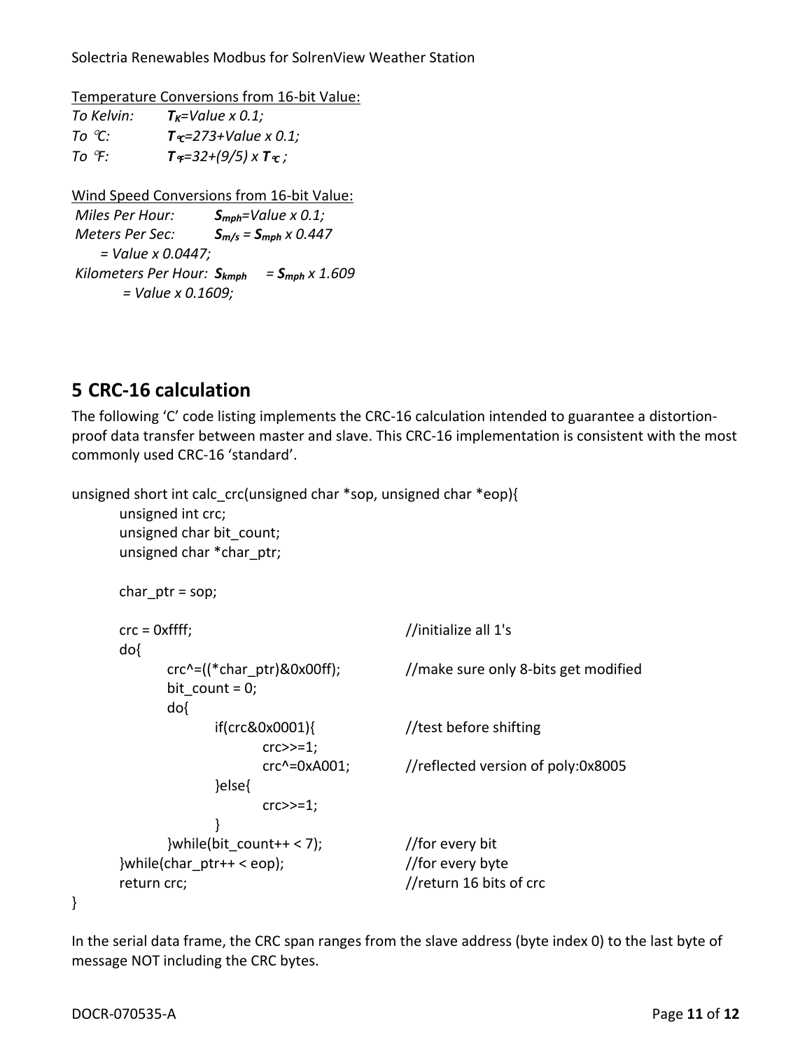Temperature Conversions from 16-bit Value:

*To Kelvin:* $T_K = Value \times 0.1;$

*To ℃:* $T_{℃} = 273 + Value \times 0.1;$

*To ℉:* $T_{℉} = 32 + (9/5) \times T_{℃};$

Wind Speed Conversions from 16-bit Value:

*Miles Per Hour:* $S_{mph} = Value \times 0.1;$

*Meters Per Sec:* $S_{m/s} = S_{mph} \times 0.447$

$= Value \times 0.0447;$

*Kilometers Per Hour:* $S_{kmph} = S_{mph} \times 1.609$

$= Value \times 0.1609;$

# 5 CRC-16 calculation

The following 'C' code listing implements the CRC-16 calculation intended to guarantee a distortion-proof data transfer between master and slave. This CRC-16 implementation is consistent with the most commonly used CRC-16 'standard'.

```
unsigned short int calc_crc(unsigned char *sop, unsigned char *eop){
	unsigned int crc;
	unsigned char bit_count;
	unsigned char *char_ptr;

	char_ptr = sop;

	crc = 0xffff;				//initialize all 1's
	do{
		crc^=((*char_ptr)&0x00ff);	//make sure only 8-bits get modified
		bit_count = 0;
		do{
			if(crc&0x0001){		//test before shifting
				crc>>=1;
				crc^=0xA001;	//reflected version of poly:0x8005
			}else{
				crc>>=1;
			}
		}while(bit_count++ < 7);	//for every bit
	}while(char_ptr++ < eop);		//for every byte
	return crc;				//return 16 bits of crc
}
```

In the serial data frame, the CRC span ranges from the slave address (byte index 0) to the last byte of message NOT including the CRC bytes.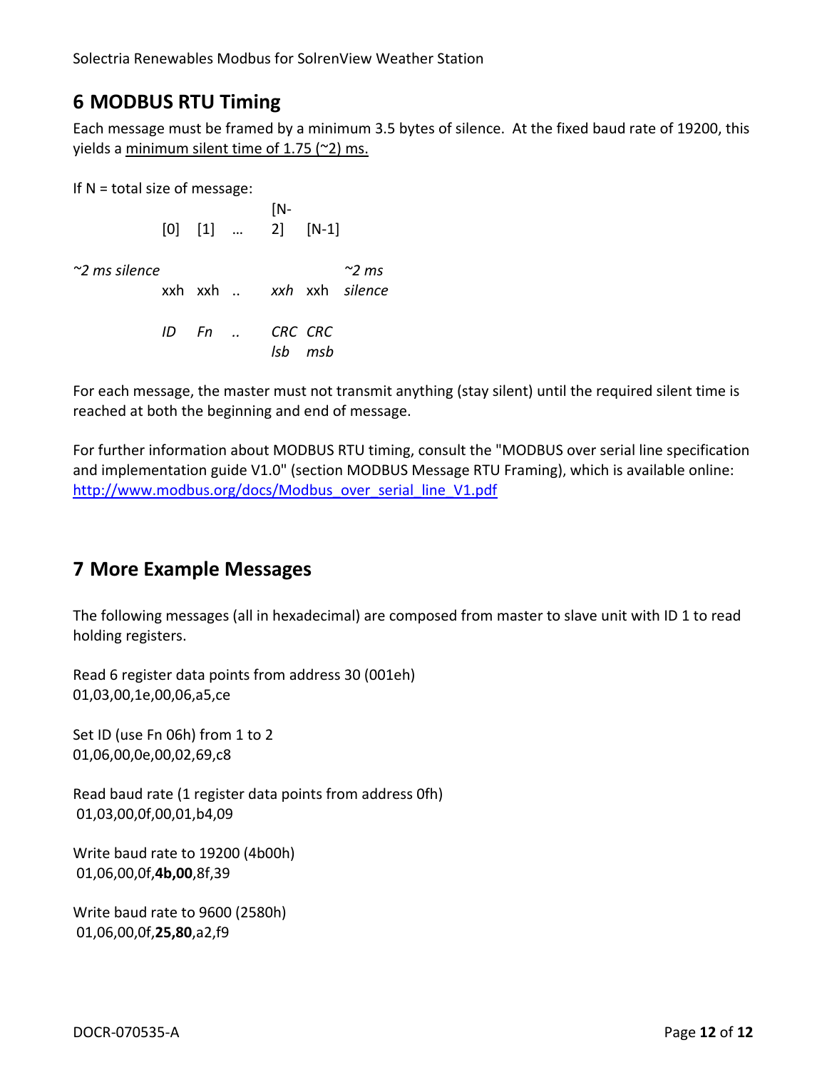## 6 MODBUS RTU Timing

Each message must be framed by a minimum 3.5 bytes of silence. At the fixed baud rate of 19200, this yields a minimum silent time of 1.75 (~2) ms.

If N = total size of message:

| | | | | | | |
|---|---|---|---|---|---|---|
| | [0] | [1] | … | [N-2] | [N-1] | |
| *~2 ms silence* | xxh | xxh | .. | *xxh* | xxh | *~2 ms silence* |
| | *ID* | *Fn* | .. | *CRC lsb* | *CRC msb* | |

For each message, the master must not transmit anything (stay silent) until the required silent time is reached at both the beginning and end of message.

For further information about MODBUS RTU timing, consult the "MODBUS over serial line specification and implementation guide V1.0" (section MODBUS Message RTU Framing), which is available online: http://www.modbus.org/docs/Modbus_over_serial_line_V1.pdf

## 7 More Example Messages

The following messages (all in hexadecimal) are composed from master to slave unit with ID 1 to read holding registers.

Read 6 register data points from address 30 (001eh)
01,03,00,1e,00,06,a5,ce

Set ID (use Fn 06h) from 1 to 2
01,06,00,0e,00,02,69,c8

Read baud rate (1 register data points from address 0fh)
01,03,00,0f,00,01,b4,09

Write baud rate to 19200 (4b00h)
01,06,00,0f,**4b,00**,8f,39

Write baud rate to 9600 (2580h)
01,06,00,0f,**25,80**,a2,f9